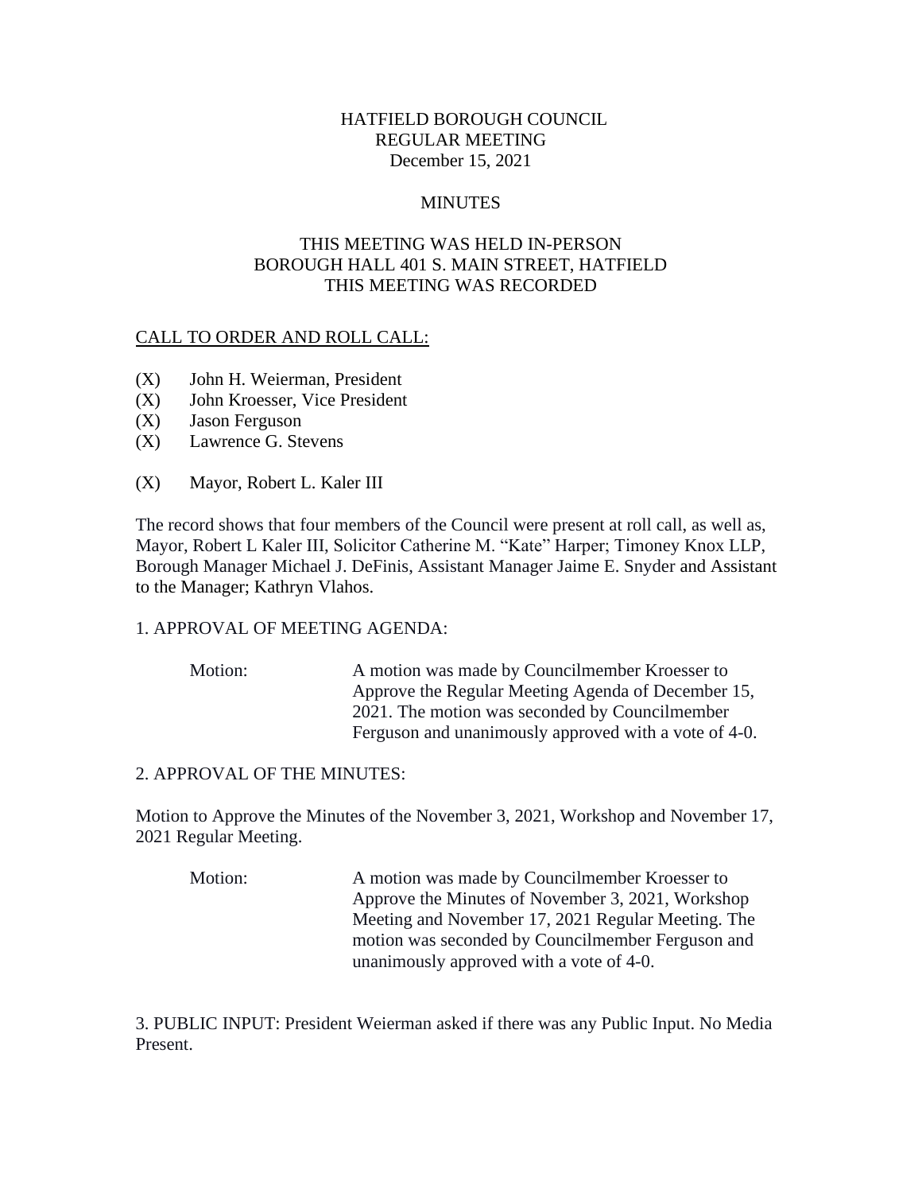# HATFIELD BOROUGH COUNCIL
## REGULAR MEETING
### December 15, 2021

### MINUTES

### THIS MEETING WAS HELD IN-PERSON
### BOROUGH HALL 401 S. MAIN STREET, HATFIELD
### THIS MEETING WAS RECORDED

CALL TO ORDER AND ROLL CALL:

(X) John H. Weierman, President
(X) John Kroesser, Vice President
(X) Jason Ferguson
(X) Lawrence G. Stevens

(X) Mayor, Robert L. Kaler III

The record shows that four members of the Council were present at roll call, as well as, Mayor, Robert L Kaler III, Solicitor Catherine M. "Kate" Harper; Timoney Knox LLP, Borough Manager Michael J. DeFinis, Assistant Manager Jaime E. Snyder and Assistant to the Manager; Kathryn Vlahos.

1. APPROVAL OF MEETING AGENDA:

Motion: A motion was made by Councilmember Kroesser to Approve the Regular Meeting Agenda of December 15, 2021. The motion was seconded by Councilmember Ferguson and unanimously approved with a vote of 4-0.

2. APPROVAL OF THE MINUTES:

Motion to Approve the Minutes of the November 3, 2021, Workshop and November 17, 2021 Regular Meeting.

Motion: A motion was made by Councilmember Kroesser to Approve the Minutes of November 3, 2021, Workshop Meeting and November 17, 2021 Regular Meeting. The motion was seconded by Councilmember Ferguson and unanimously approved with a vote of 4-0.

3. PUBLIC INPUT: President Weierman asked if there was any Public Input. No Media Present.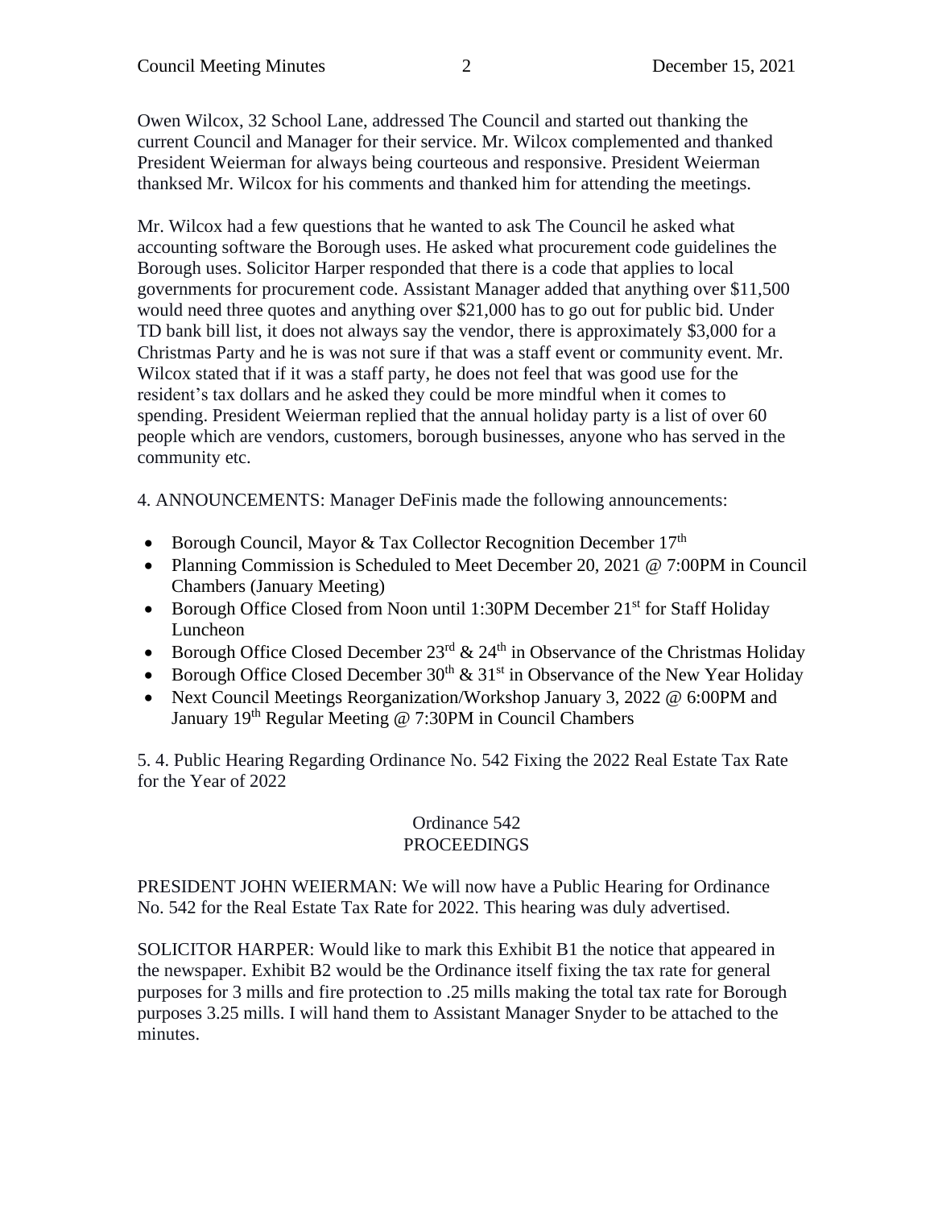Owen Wilcox, 32 School Lane, addressed The Council and started out thanking the current Council and Manager for their service. Mr. Wilcox complemented and thanked President Weierman for always being courteous and responsive. President Weierman thanksed Mr. Wilcox for his comments and thanked him for attending the meetings.

Mr. Wilcox had a few questions that he wanted to ask The Council he asked what accounting software the Borough uses. He asked what procurement code guidelines the Borough uses. Solicitor Harper responded that there is a code that applies to local governments for procurement code. Assistant Manager added that anything over $11,500 would need three quotes and anything over $21,000 has to go out for public bid. Under TD bank bill list, it does not always say the vendor, there is approximately $3,000 for a Christmas Party and he is was not sure if that was a staff event or community event. Mr. Wilcox stated that if it was a staff party, he does not feel that was good use for the resident's tax dollars and he asked they could be more mindful when it comes to spending. President Weierman replied that the annual holiday party is a list of over 60 people which are vendors, customers, borough businesses, anyone who has served in the community etc.

4. ANNOUNCEMENTS: Manager DeFinis made the following announcements:

- Borough Council, Mayor & Tax Collector Recognition December 17th
- Planning Commission is Scheduled to Meet December 20, 2021 @ 7:00PM in Council Chambers (January Meeting)
- Borough Office Closed from Noon until 1:30PM December 21st for Staff Holiday Luncheon
- Borough Office Closed December 23rd & 24th in Observance of the Christmas Holiday
- Borough Office Closed December 30th & 31st in Observance of the New Year Holiday
- Next Council Meetings Reorganization/Workshop January 3, 2022 @ 6:00PM and January 19th Regular Meeting @ 7:30PM in Council Chambers

5. 4. Public Hearing Regarding Ordinance No. 542 Fixing the 2022 Real Estate Tax Rate for the Year of 2022

Ordinance 542
PROCEEDINGS

PRESIDENT JOHN WEIERMAN: We will now have a Public Hearing for Ordinance No. 542 for the Real Estate Tax Rate for 2022. This hearing was duly advertised.

SOLICITOR HARPER: Would like to mark this Exhibit B1 the notice that appeared in the newspaper. Exhibit B2 would be the Ordinance itself fixing the tax rate for general purposes for 3 mills and fire protection to .25 mills making the total tax rate for Borough purposes 3.25 mills. I will hand them to Assistant Manager Snyder to be attached to the minutes.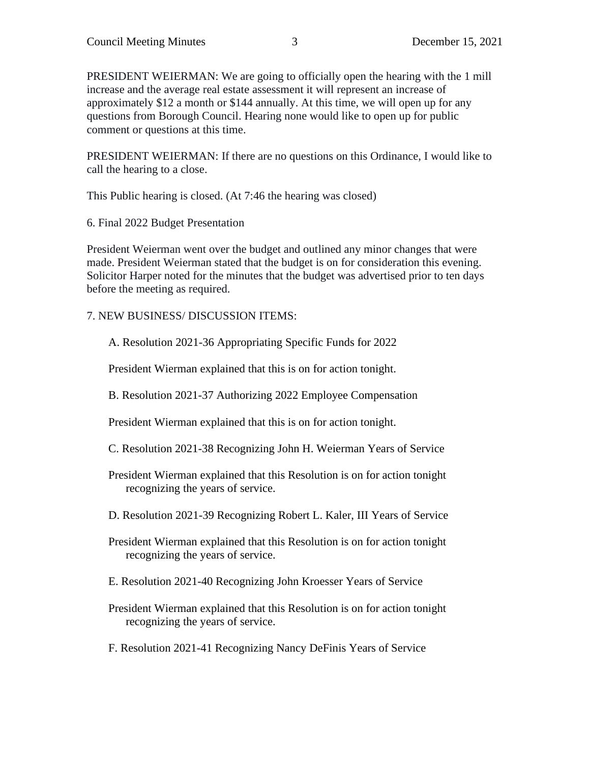PRESIDENT WEIERMAN: We are going to officially open the hearing with the 1 mill increase and the average real estate assessment it will represent an increase of approximately $12 a month or $144 annually. At this time, we will open up for any questions from Borough Council. Hearing none would like to open up for public comment or questions at this time.

PRESIDENT WEIERMAN: If there are no questions on this Ordinance, I would like to call the hearing to a close.

This Public hearing is closed. (At 7:46 the hearing was closed)

6. Final 2022 Budget Presentation

President Weierman went over the budget and outlined any minor changes that were made. President Weierman stated that the budget is on for consideration this evening. Solicitor Harper noted for the minutes that the budget was advertised prior to ten days before the meeting as required.

7. NEW BUSINESS/ DISCUSSION ITEMS:

A. Resolution 2021-36 Appropriating Specific Funds for 2022

President Wierman explained that this is on for action tonight.

B. Resolution 2021-37 Authorizing 2022 Employee Compensation

President Wierman explained that this is on for action tonight.

C. Resolution 2021-38 Recognizing John H. Weierman Years of Service

President Wierman explained that this Resolution is on for action tonight recognizing the years of service.

D. Resolution 2021-39 Recognizing Robert L. Kaler, III Years of Service

President Wierman explained that this Resolution is on for action tonight recognizing the years of service.

E. Resolution 2021-40 Recognizing John Kroesser Years of Service

President Wierman explained that this Resolution is on for action tonight recognizing the years of service.

F. Resolution 2021-41 Recognizing Nancy DeFinis Years of Service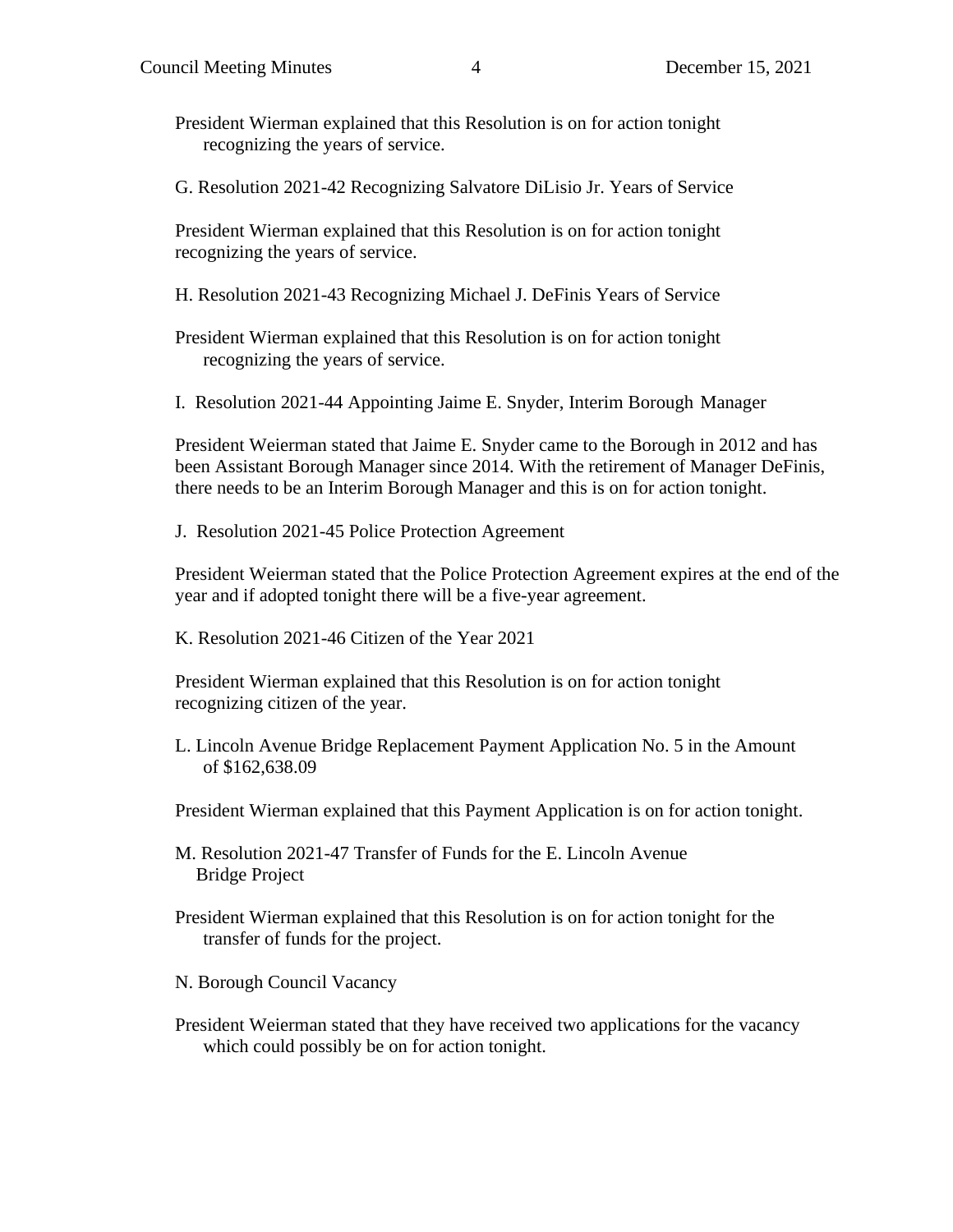President Wierman explained that this Resolution is on for action tonight recognizing the years of service.

G. Resolution 2021-42 Recognizing Salvatore DiLisio Jr. Years of Service

President Wierman explained that this Resolution is on for action tonight recognizing the years of service.

H. Resolution 2021-43 Recognizing Michael J. DeFinis Years of Service

President Wierman explained that this Resolution is on for action tonight recognizing the years of service.

I. Resolution 2021-44 Appointing Jaime E. Snyder, Interim Borough Manager

President Weierman stated that Jaime E. Snyder came to the Borough in 2012 and has been Assistant Borough Manager since 2014. With the retirement of Manager DeFinis, there needs to be an Interim Borough Manager and this is on for action tonight.

J. Resolution 2021-45 Police Protection Agreement

President Weierman stated that the Police Protection Agreement expires at the end of the year and if adopted tonight there will be a five-year agreement.

K. Resolution 2021-46 Citizen of the Year 2021

President Wierman explained that this Resolution is on for action tonight recognizing citizen of the year.

L. Lincoln Avenue Bridge Replacement Payment Application No. 5 in the Amount of $162,638.09

President Wierman explained that this Payment Application is on for action tonight.

M. Resolution 2021-47 Transfer of Funds for the E. Lincoln Avenue Bridge Project

President Wierman explained that this Resolution is on for action tonight for the transfer of funds for the project.

N. Borough Council Vacancy

President Weierman stated that they have received two applications for the vacancy which could possibly be on for action tonight.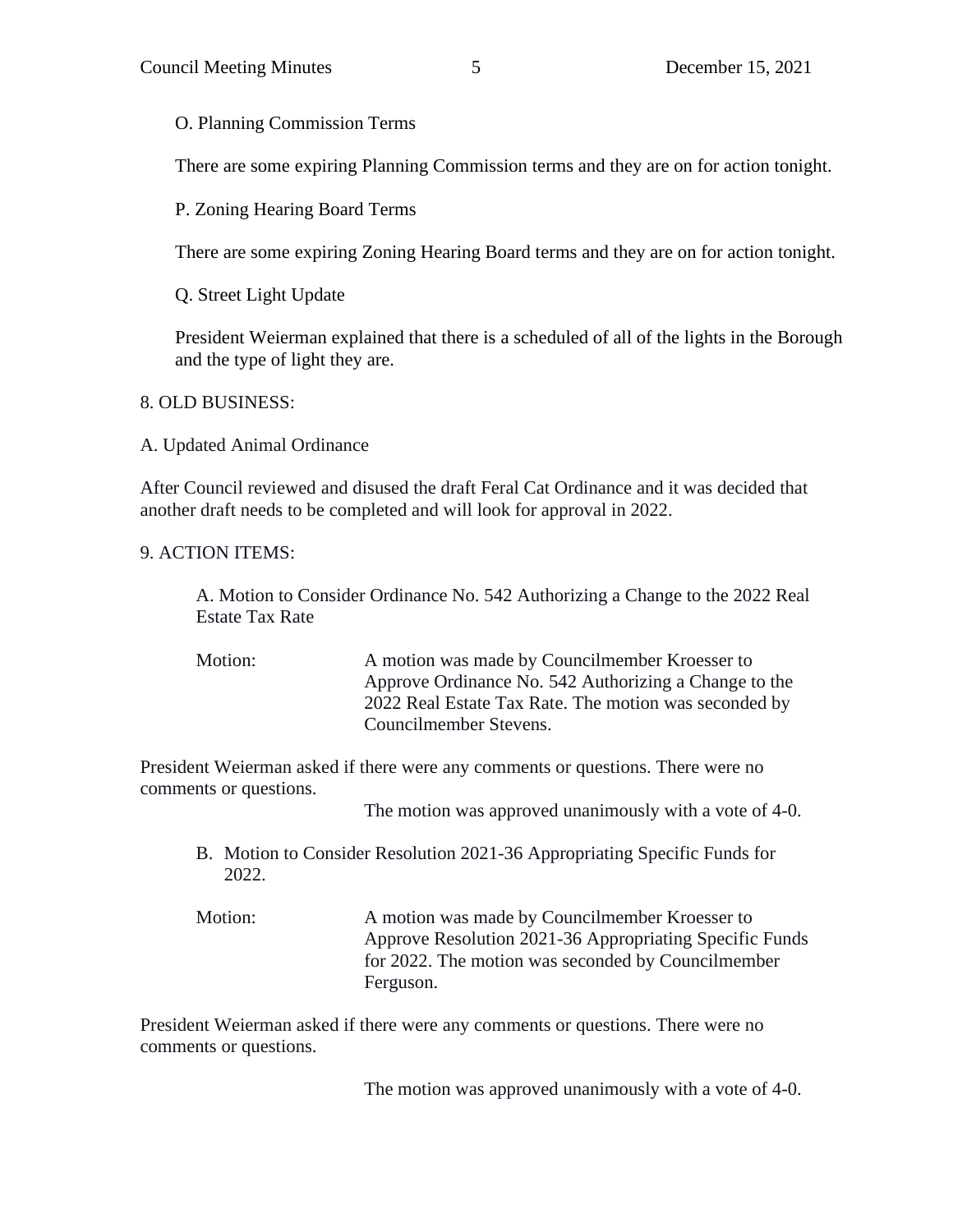O. Planning Commission Terms

There are some expiring Planning Commission terms and they are on for action tonight.

P. Zoning Hearing Board Terms

There are some expiring Zoning Hearing Board terms and they are on for action tonight.

Q. Street Light Update

President Weierman explained that there is a scheduled of all of the lights in the Borough and the type of light they are.

8. OLD BUSINESS:

A. Updated Animal Ordinance

After Council reviewed and disused the draft Feral Cat Ordinance and it was decided that another draft needs to be completed and will look for approval in 2022.

9. ACTION ITEMS:

A. Motion to Consider Ordinance No. 542 Authorizing a Change to the 2022 Real Estate Tax Rate

Motion: A motion was made by Councilmember Kroesser to Approve Ordinance No. 542 Authorizing a Change to the 2022 Real Estate Tax Rate. The motion was seconded by Councilmember Stevens.

President Weierman asked if there were any comments or questions. There were no comments or questions.

The motion was approved unanimously with a vote of 4-0.

B. Motion to Consider Resolution 2021-36 Appropriating Specific Funds for 2022.

Motion: A motion was made by Councilmember Kroesser to Approve Resolution 2021-36 Appropriating Specific Funds for 2022. The motion was seconded by Councilmember Ferguson.

President Weierman asked if there were any comments or questions. There were no comments or questions.

The motion was approved unanimously with a vote of 4-0.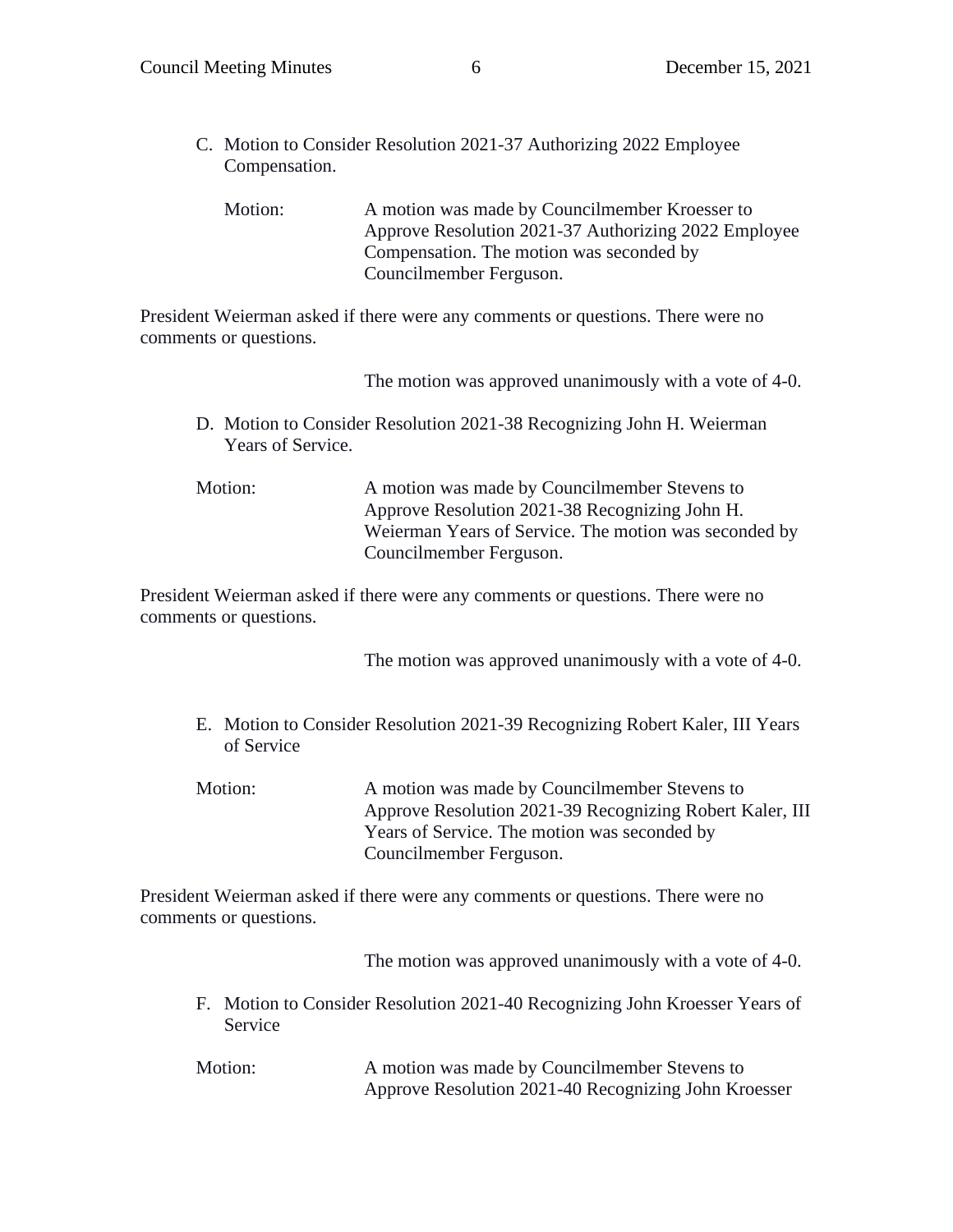C. Motion to Consider Resolution 2021-37 Authorizing 2022 Employee Compensation.

Motion: A motion was made by Councilmember Kroesser to Approve Resolution 2021-37 Authorizing 2022 Employee Compensation. The motion was seconded by Councilmember Ferguson.

President Weierman asked if there were any comments or questions. There were no comments or questions.

The motion was approved unanimously with a vote of 4-0.

D. Motion to Consider Resolution 2021-38 Recognizing John H. Weierman Years of Service.

Motion: A motion was made by Councilmember Stevens to Approve Resolution 2021-38 Recognizing John H. Weierman Years of Service. The motion was seconded by Councilmember Ferguson.

President Weierman asked if there were any comments or questions. There were no comments or questions.

The motion was approved unanimously with a vote of 4-0.

E. Motion to Consider Resolution 2021-39 Recognizing Robert Kaler, III Years of Service

Motion: A motion was made by Councilmember Stevens to Approve Resolution 2021-39 Recognizing Robert Kaler, III Years of Service. The motion was seconded by Councilmember Ferguson.

President Weierman asked if there were any comments or questions. There were no comments or questions.

The motion was approved unanimously with a vote of 4-0.

F. Motion to Consider Resolution 2021-40 Recognizing John Kroesser Years of Service

Motion: A motion was made by Councilmember Stevens to Approve Resolution 2021-40 Recognizing John Kroesser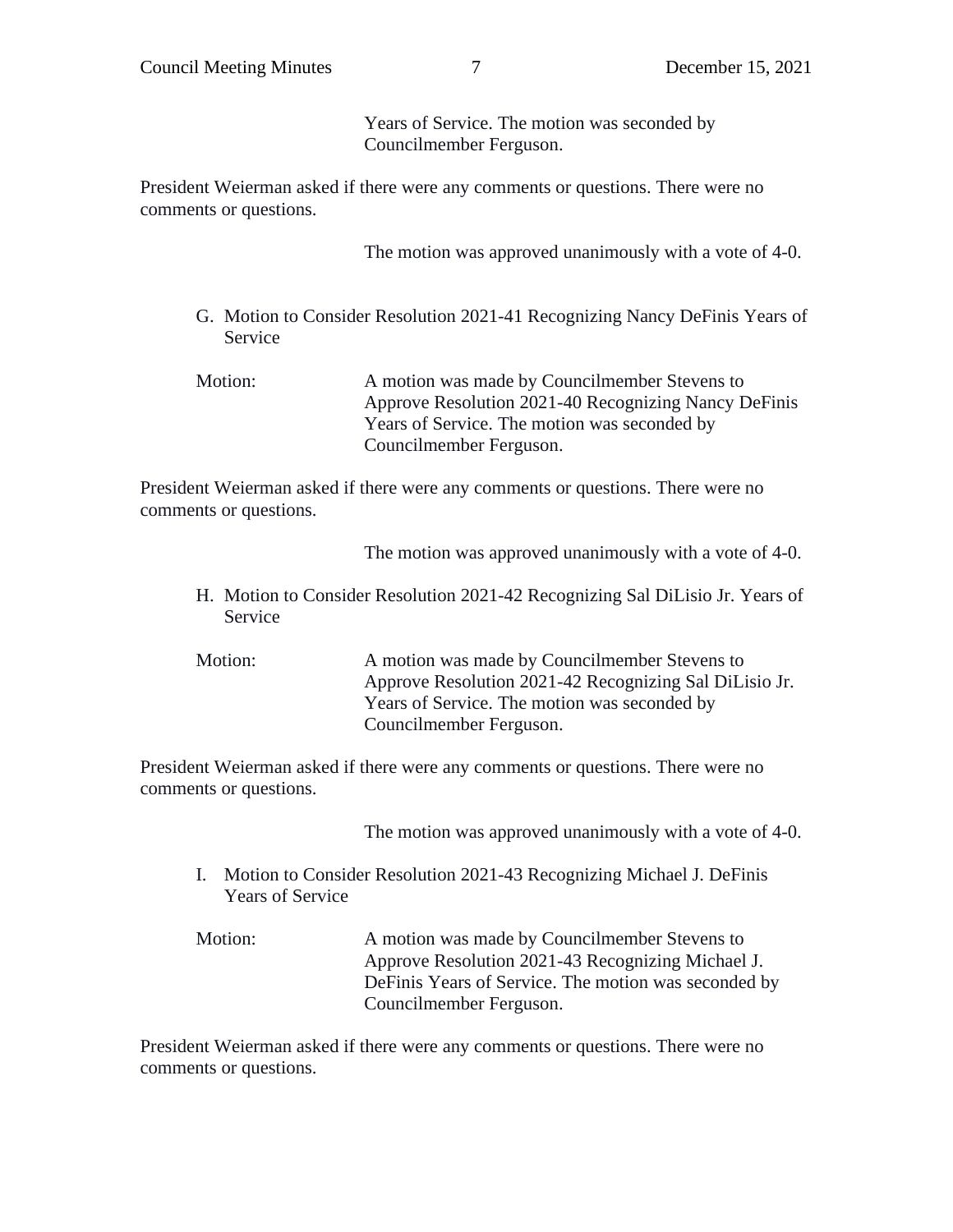Years of Service. The motion was seconded by Councilmember Ferguson.

President Weierman asked if there were any comments or questions. There were no comments or questions.

The motion was approved unanimously with a vote of 4-0.

G. Motion to Consider Resolution 2021-41 Recognizing Nancy DeFinis Years of Service

Motion: A motion was made by Councilmember Stevens to Approve Resolution 2021-40 Recognizing Nancy DeFinis Years of Service. The motion was seconded by Councilmember Ferguson.

President Weierman asked if there were any comments or questions. There were no comments or questions.

The motion was approved unanimously with a vote of 4-0.

H. Motion to Consider Resolution 2021-42 Recognizing Sal DiLisio Jr. Years of Service

Motion: A motion was made by Councilmember Stevens to Approve Resolution 2021-42 Recognizing Sal DiLisio Jr. Years of Service. The motion was seconded by Councilmember Ferguson.

President Weierman asked if there were any comments or questions. There were no comments or questions.

The motion was approved unanimously with a vote of 4-0.

I. Motion to Consider Resolution 2021-43 Recognizing Michael J. DeFinis Years of Service

Motion: A motion was made by Councilmember Stevens to Approve Resolution 2021-43 Recognizing Michael J. DeFinis Years of Service. The motion was seconded by Councilmember Ferguson.

President Weierman asked if there were any comments or questions. There were no comments or questions.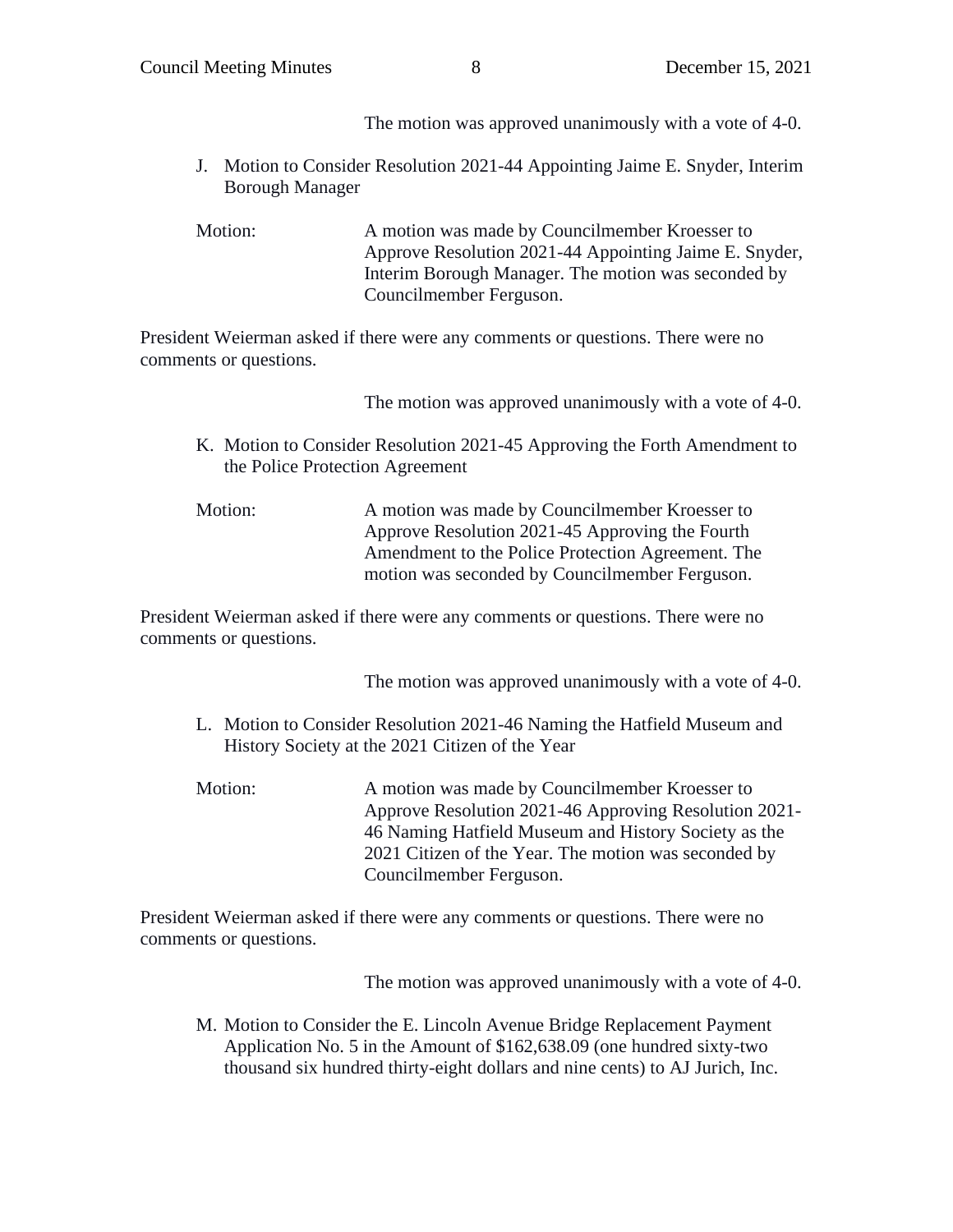The motion was approved unanimously with a vote of 4-0.

J. Motion to Consider Resolution 2021-44 Appointing Jaime E. Snyder, Interim Borough Manager

Motion: A motion was made by Councilmember Kroesser to Approve Resolution 2021-44 Appointing Jaime E. Snyder, Interim Borough Manager. The motion was seconded by Councilmember Ferguson.

President Weierman asked if there were any comments or questions. There were no comments or questions.

The motion was approved unanimously with a vote of 4-0.

K. Motion to Consider Resolution 2021-45 Approving the Forth Amendment to the Police Protection Agreement

Motion: A motion was made by Councilmember Kroesser to Approve Resolution 2021-45 Approving the Fourth Amendment to the Police Protection Agreement. The motion was seconded by Councilmember Ferguson.

President Weierman asked if there were any comments or questions. There were no comments or questions.

The motion was approved unanimously with a vote of 4-0.

L. Motion to Consider Resolution 2021-46 Naming the Hatfield Museum and History Society at the 2021 Citizen of the Year

Motion: A motion was made by Councilmember Kroesser to Approve Resolution 2021-46 Approving Resolution 2021-46 Naming Hatfield Museum and History Society as the 2021 Citizen of the Year. The motion was seconded by Councilmember Ferguson.

President Weierman asked if there were any comments or questions. There were no comments or questions.

The motion was approved unanimously with a vote of 4-0.

M. Motion to Consider the E. Lincoln Avenue Bridge Replacement Payment Application No. 5 in the Amount of $162,638.09 (one hundred sixty-two thousand six hundred thirty-eight dollars and nine cents) to AJ Jurich, Inc.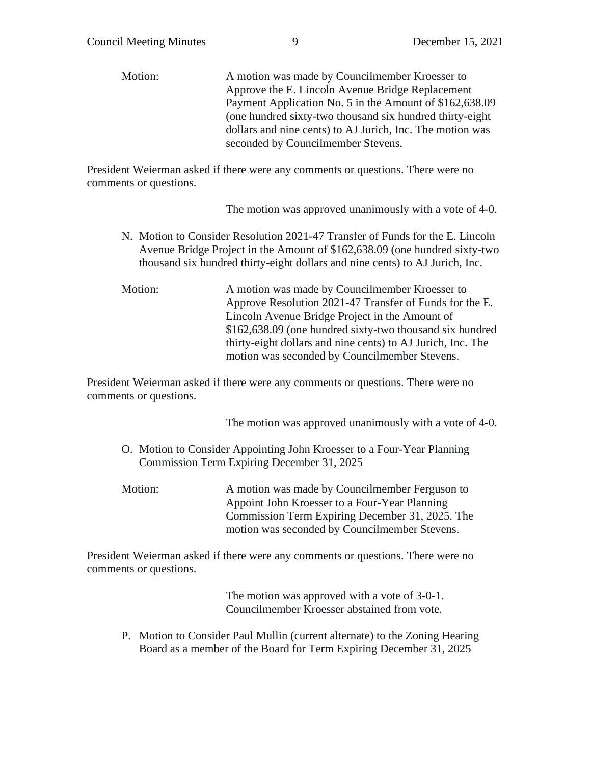Motion: A motion was made by Councilmember Kroesser to Approve the E. Lincoln Avenue Bridge Replacement Payment Application No. 5 in the Amount of $162,638.09 (one hundred sixty-two thousand six hundred thirty-eight dollars and nine cents) to AJ Jurich, Inc. The motion was seconded by Councilmember Stevens.

President Weierman asked if there were any comments or questions. There were no comments or questions.

The motion was approved unanimously with a vote of 4-0.

N. Motion to Consider Resolution 2021-47 Transfer of Funds for the E. Lincoln Avenue Bridge Project in the Amount of $162,638.09 (one hundred sixty-two thousand six hundred thirty-eight dollars and nine cents) to AJ Jurich, Inc.

Motion: A motion was made by Councilmember Kroesser to Approve Resolution 2021-47 Transfer of Funds for the E. Lincoln Avenue Bridge Project in the Amount of $162,638.09 (one hundred sixty-two thousand six hundred thirty-eight dollars and nine cents) to AJ Jurich, Inc. The motion was seconded by Councilmember Stevens.

President Weierman asked if there were any comments or questions. There were no comments or questions.

The motion was approved unanimously with a vote of 4-0.

O. Motion to Consider Appointing John Kroesser to a Four-Year Planning Commission Term Expiring December 31, 2025

Motion: A motion was made by Councilmember Ferguson to Appoint John Kroesser to a Four-Year Planning Commission Term Expiring December 31, 2025. The motion was seconded by Councilmember Stevens.

President Weierman asked if there were any comments or questions. There were no comments or questions.

The motion was approved with a vote of 3-0-1. Councilmember Kroesser abstained from vote.

P. Motion to Consider Paul Mullin (current alternate) to the Zoning Hearing Board as a member of the Board for Term Expiring December 31, 2025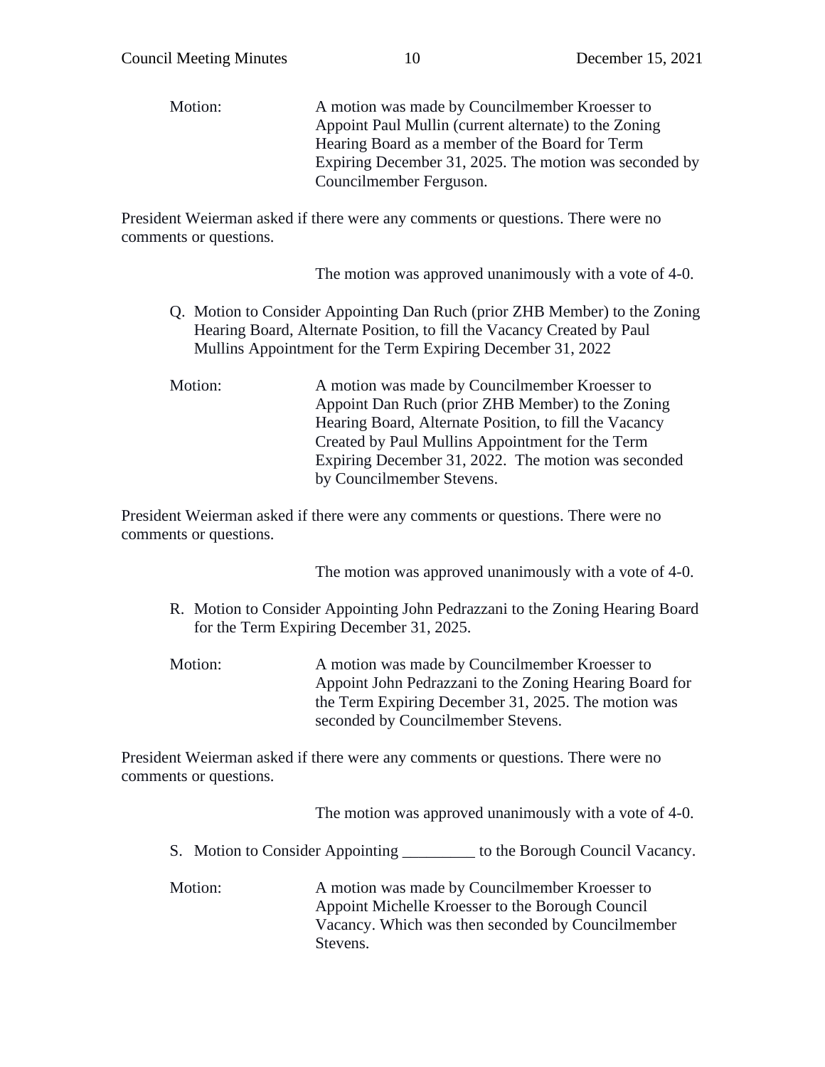Motion: A motion was made by Councilmember Kroesser to Appoint Paul Mullin (current alternate) to the Zoning Hearing Board as a member of the Board for Term Expiring December 31, 2025. The motion was seconded by Councilmember Ferguson.

President Weierman asked if there were any comments or questions. There were no comments or questions.

The motion was approved unanimously with a vote of 4-0.

Q. Motion to Consider Appointing Dan Ruch (prior ZHB Member) to the Zoning Hearing Board, Alternate Position, to fill the Vacancy Created by Paul Mullins Appointment for the Term Expiring December 31, 2022

Motion: A motion was made by Councilmember Kroesser to Appoint Dan Ruch (prior ZHB Member) to the Zoning Hearing Board, Alternate Position, to fill the Vacancy Created by Paul Mullins Appointment for the Term Expiring December 31, 2022. The motion was seconded by Councilmember Stevens.

President Weierman asked if there were any comments or questions. There were no comments or questions.

The motion was approved unanimously with a vote of 4-0.

R. Motion to Consider Appointing John Pedrazzani to the Zoning Hearing Board for the Term Expiring December 31, 2025.

Motion: A motion was made by Councilmember Kroesser to Appoint John Pedrazzani to the Zoning Hearing Board for the Term Expiring December 31, 2025. The motion was seconded by Councilmember Stevens.

President Weierman asked if there were any comments or questions. There were no comments or questions.

The motion was approved unanimously with a vote of 4-0.

S. Motion to Consider Appointing _________ to the Borough Council Vacancy.

Motion: A motion was made by Councilmember Kroesser to Appoint Michelle Kroesser to the Borough Council Vacancy. Which was then seconded by Councilmember Stevens.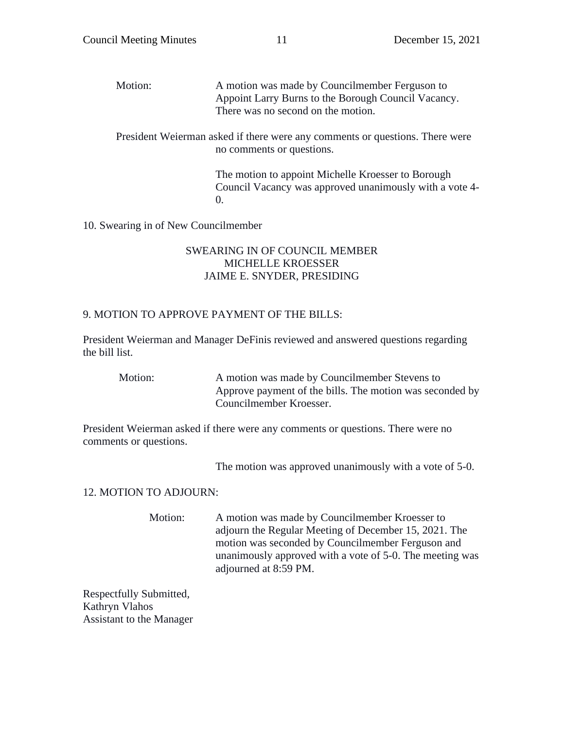Motion: A motion was made by Councilmember Ferguson to Appoint Larry Burns to the Borough Council Vacancy. There was no second on the motion.

President Weierman asked if there were any comments or questions. There were no comments or questions.

The motion to appoint Michelle Kroesser to Borough Council Vacancy was approved unanimously with a vote 4-0.

10. Swearing in of New Councilmember

SWEARING IN OF COUNCIL MEMBER
MICHELLE KROESSER
JAIME E. SNYDER, PRESIDING

9. MOTION TO APPROVE PAYMENT OF THE BILLS:

President Weierman and Manager DeFinis reviewed and answered questions regarding the bill list.

Motion: A motion was made by Councilmember Stevens to Approve payment of the bills. The motion was seconded by Councilmember Kroesser.

President Weierman asked if there were any comments or questions. There were no comments or questions.

The motion was approved unanimously with a vote of 5-0.

12. MOTION TO ADJOURN:

Motion: A motion was made by Councilmember Kroesser to adjourn the Regular Meeting of December 15, 2021. The motion was seconded by Councilmember Ferguson and unanimously approved with a vote of 5-0. The meeting was adjourned at 8:59 PM.

Respectfully Submitted,
Kathryn Vlahos
Assistant to the Manager